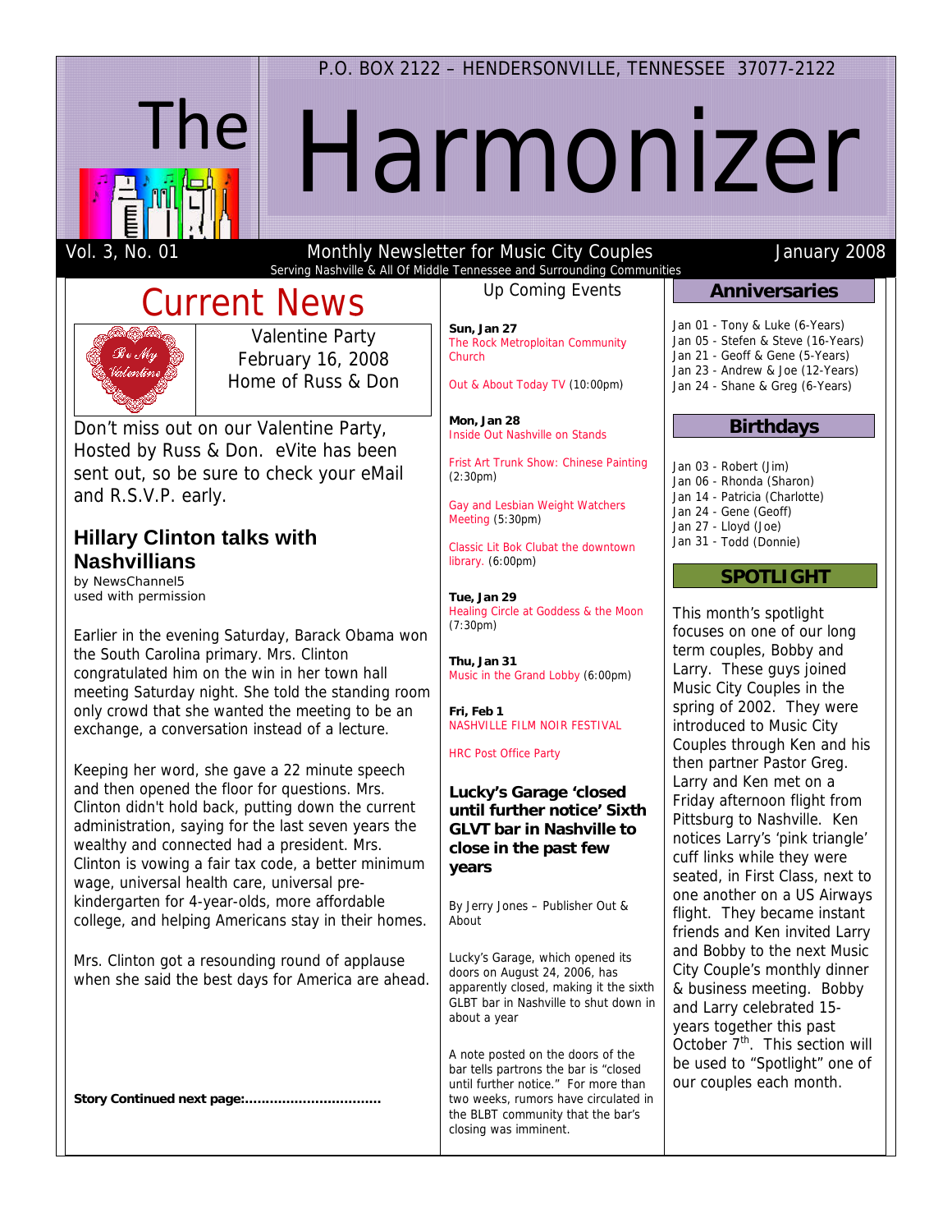P.O. BOX 2122 – HENDERSONVILLE, TENNESSEE 37077-2122

# The Harmonizer

Vol. 3, No. 01 — Monthly Newsletter for Music City Couples — January 2008

Serving Nashville & All Of Middle Tennessee and Surrounding Communities

## Current News

Valentine Party
February 16, 2008
Home of Russ & Don

Don't miss out on our Valentine Party, Hosted by Russ & Don. eVite has been sent out, so be sure to check your eMail and R.S.V.P. early.

### Hillary Clinton talks with Nashvillians

by NewsChannel5
used with permission

Earlier in the evening Saturday, Barack Obama won the South Carolina primary. Mrs. Clinton congratulated him on the win in her town hall meeting Saturday night. She told the standing room only crowd that she wanted the meeting to be an exchange, a conversation instead of a lecture.

Keeping her word, she gave a 22 minute speech and then opened the floor for questions. Mrs. Clinton didn't hold back, putting down the current administration, saying for the last seven years the wealthy and connected had a president. Mrs. Clinton is vowing a fair tax code, a better minimum wage, universal health care, universal pre-kindergarten for 4-year-olds, more affordable college, and helping Americans stay in their homes.

Mrs. Clinton got a resounding round of applause when she said the best days for America are ahead.

**Story Continued next page:................................**

## Up Coming Events

**Sun, Jan 27**
The Rock Metroploitan Community Church

Out & About Today TV (10:00pm)

**Mon, Jan 28**
Inside Out Nashville on Stands

Frist Art Trunk Show: Chinese Painting (2:30pm)

Gay and Lesbian Weight Watchers Meeting (5:30pm)

Classic Lit Bok Clubat the downtown library. (6:00pm)

**Tue, Jan 29**
Healing Circle at Goddess & the Moon (7:30pm)

**Thu, Jan 31**
Music in the Grand Lobby (6:00pm)

**Fri, Feb 1**
NASHVILLE FILM NOIR FESTIVAL

HRC Post Office Party

### Lucky's Garage 'closed until further notice' Sixth GLVT bar in Nashville to close in the past few years

By Jerry Jones – Publisher Out & About

Lucky's Garage, which opened its doors on August 24, 2006, has apparently closed, making it the sixth GLBT bar in Nashville to shut down in about a year

A note posted on the doors of the bar tells partrons the bar is "closed until further notice." For more than two weeks, rumors have circulated in the BLBT community that the bar's closing was imminent.

## Anniversaries

Jan 01 - Tony & Luke (6-Years)
Jan 05 - Stefen & Steve (16-Years)
Jan 21 - Geoff & Gene (5-Years)
Jan 23 - Andrew & Joe (12-Years)
Jan 24 - Shane & Greg (6-Years)

## Birthdays

Jan 03 - Robert (Jim)
Jan 06 - Rhonda (Sharon)
Jan 14 - Patricia (Charlotte)
Jan 24 - Gene (Geoff)
Jan 27 - Lloyd (Joe)
Jan 31 - Todd (Donnie)

## SPOTLIGHT

This month's spotlight focuses on one of our long term couples, Bobby and Larry. These guys joined Music City Couples in the spring of 2002. They were introduced to Music City Couples through Ken and his then partner Pastor Greg. Larry and Ken met on a Friday afternoon flight from Pittsburg to Nashville. Ken notices Larry's 'pink triangle' cuff links while they were seated, in First Class, next to one another on a US Airways flight. They became instant friends and Ken invited Larry and Bobby to the next Music City Couple's monthly dinner & business meeting. Bobby and Larry celebrated 15-years together this past October 7th. This section will be used to "Spotlight" one of our couples each month.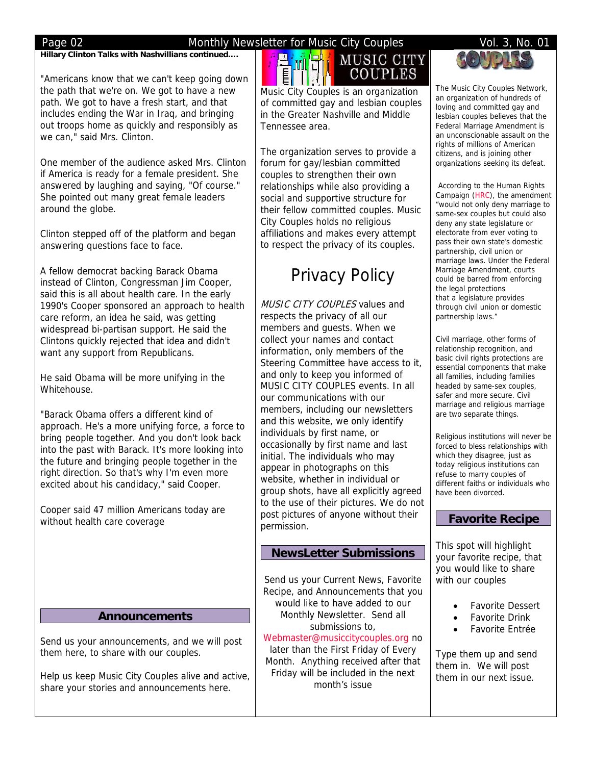**Hillary Clinton Talks with Nashvillians continued….**

"Americans know that we can't keep going down the path that we're on. We got to have a new path. We got to have a fresh start, and that includes ending the War in Iraq, and bringing out troops home as quickly and responsibly as we can," said Mrs. Clinton.

One member of the audience asked Mrs. Clinton if America is ready for a female president. She answered by laughing and saying, "Of course." She pointed out many great female leaders around the globe.

Clinton stepped off of the platform and began answering questions face to face.

A fellow democrat backing Barack Obama instead of Clinton, Congressman Jim Cooper, said this is all about health care. In the early 1990's Cooper sponsored an approach to health care reform, an idea he said, was getting widespread bi-partisan support. He said the Clintons quickly rejected that idea and didn't want any support from Republicans.

He said Obama will be more unifying in the Whitehouse.

"Barack Obama offers a different kind of approach. He's a more unifying force, a force to bring people together. And you don't look back into the past with Barack. It's more looking into the future and bringing people together in the right direction. So that's why I'm even more excited about his candidacy," said Cooper.

Cooper said 47 million Americans today are without health care coverage

## Announcements

Send us your announcements, and we will post them here, to share with our couples.

Help us keep Music City Couples alive and active, share your stories and announcements here.

MUSIC CITY COUPLES

Music City Couples is an organization of committed gay and lesbian couples in the Greater Nashville and Middle Tennessee area.

The organization serves to provide a forum for gay/lesbian committed couples to strengthen their own relationships while also providing a social and supportive structure for their fellow committed couples. Music City Couples holds no religious affiliations and makes every attempt to respect the privacy of its couples.

# Privacy Policy

*MUSIC CITY COUPLES* values and respects the privacy of all our members and guests. When we collect your names and contact information, only members of the Steering Committee have access to it, and only to keep you informed of MUSIC CITY COUPLES events. In all our communications with our members, including our newsletters and this website, we only identify individuals by first name, or occasionally by first name and last initial. The individuals who may appear in photographs on this website, whether in individual or group shots, have all explicitly agreed to the use of their pictures. We do not post pictures of anyone without their permission.

## NewsLetter Submissions

Send us your Current News, Favorite Recipe, and Announcements that you would like to have added to our Monthly Newsletter. Send all submissions to, Webmaster@musiccitycouples.org no later than the First Friday of Every Month. Anything received after that Friday will be included in the next month's issue

COUPLES

The Music City Couples Network, an organization of hundreds of loving and committed gay and lesbian couples believes that the Federal Marriage Amendment is an unconscionable assault on the rights of millions of American citizens, and is joining other organizations seeking its defeat.

According to the Human Rights Campaign (HRC), the amendment "would not only deny marriage to same-sex couples but could also deny any state legislature or electorate from ever voting to pass their own state's domestic partnership, civil union or marriage laws. Under the Federal Marriage Amendment, courts could be barred from enforcing the legal protections that a legislature provides through civil union or domestic partnership laws."

Civil marriage, other forms of relationship recognition, and basic civil rights protections are essential components that make all families, including families headed by same-sex couples, safer and more secure. Civil marriage and religious marriage are two separate things.

Religious institutions will never be forced to bless relationships with which they disagree, just as today religious institutions can refuse to marry couples of different faiths or individuals who have been divorced.

## Favorite Recipe

This spot will highlight your favorite recipe, that you would like to share with our couples

- Favorite Dessert
- Favorite Drink
- Favorite Entrée

Type them up and send them in. We will post them in our next issue.